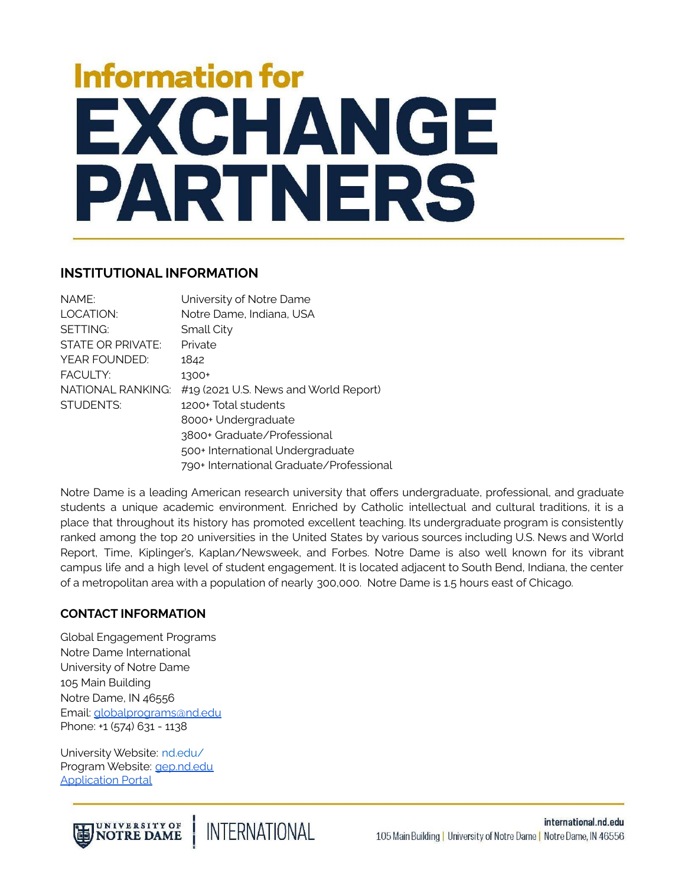# Information for EXCHANGE PARTNERS

## INSTITUTIONAL INFORMATION

| | |
|---|---|
| NAME: | University of Notre Dame |
| LOCATION: | Notre Dame, Indiana, USA |
| SETTING: | Small City |
| STATE OR PRIVATE: | Private |
| YEAR FOUNDED: | 1842 |
| FACULTY: | 1300+ |
| NATIONAL RANKING: | #19 (2021 U.S. News and World Report) |
| STUDENTS: | 1200+ Total students |
| | 8000+ Undergraduate |
| | 3800+ Graduate/Professional |
| | 500+ International Undergraduate |
| | 790+ International Graduate/Professional |

Notre Dame is a leading American research university that offers undergraduate, professional, and graduate students a unique academic environment. Enriched by Catholic intellectual and cultural traditions, it is a place that throughout its history has promoted excellent teaching. Its undergraduate program is consistently ranked among the top 20 universities in the United States by various sources including U.S. News and World Report, Time, Kiplinger's, Kaplan/Newsweek, and Forbes. Notre Dame is also well known for its vibrant campus life and a high level of student engagement. It is located adjacent to South Bend, Indiana, the center of a metropolitan area with a population of nearly 300,000. Notre Dame is 1.5 hours east of Chicago.

## CONTACT INFORMATION

Global Engagement Programs
Notre Dame International
University of Notre Dame
105 Main Building
Notre Dame, IN 46556
Email: globalprograms@nd.edu
Phone: +1 (574) 631 - 1138

University Website: nd.edu/
Program Website: gep.nd.edu
Application Portal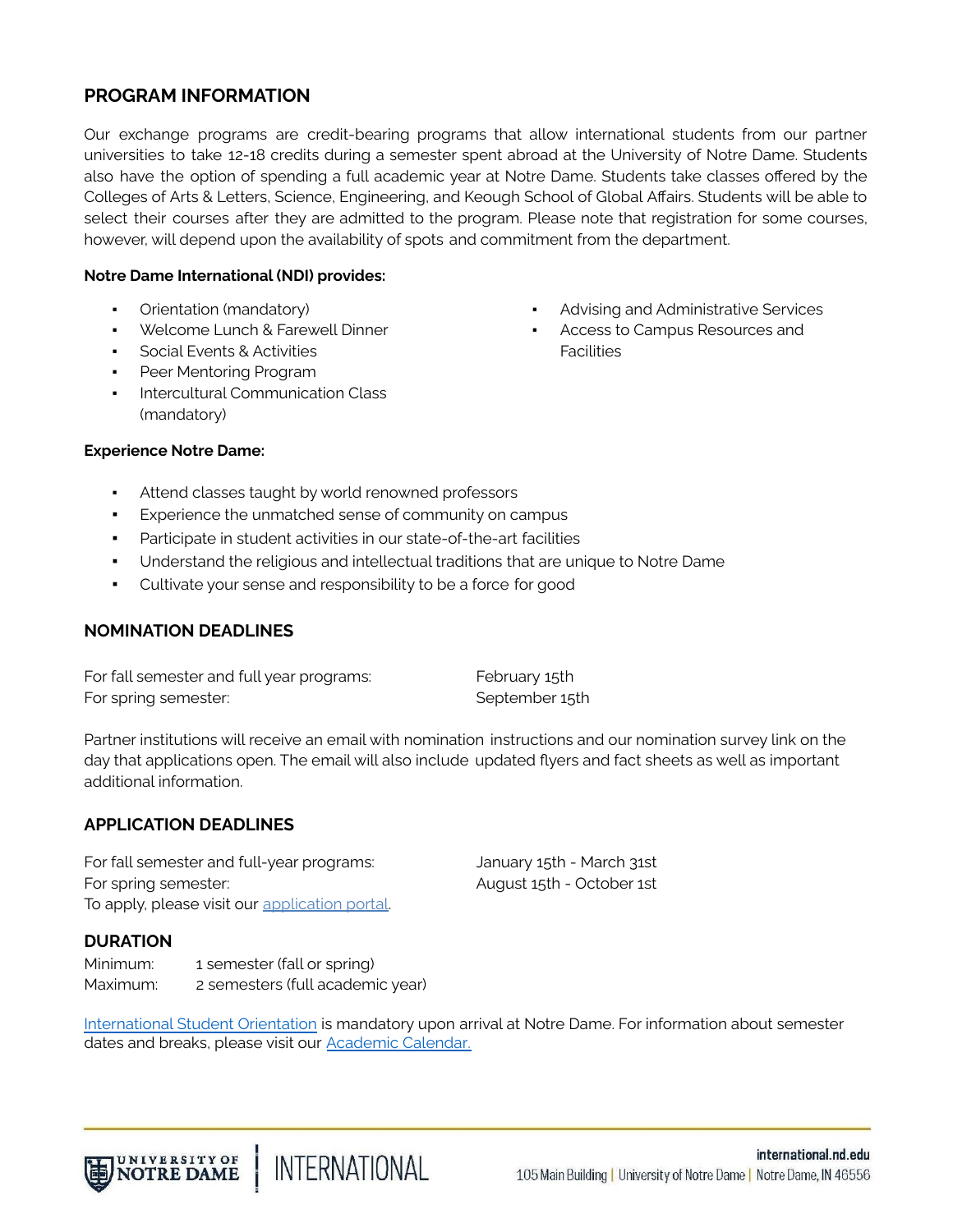## PROGRAM INFORMATION

Our exchange programs are credit-bearing programs that allow international students from our partner universities to take 12-18 credits during a semester spent abroad at the University of Notre Dame. Students also have the option of spending a full academic year at Notre Dame. Students take classes offered by the Colleges of Arts & Letters, Science, Engineering, and Keough School of Global Affairs. Students will be able to select their courses after they are admitted to the program. Please note that registration for some courses, however, will depend upon the availability of spots and commitment from the department.

**Notre Dame International (NDI) provides:**

- Orientation (mandatory)
- Welcome Lunch & Farewell Dinner
- Social Events & Activities
- Peer Mentoring Program
- Intercultural Communication Class (mandatory)
- Advising and Administrative Services
- Access to Campus Resources and Facilities

**Experience Notre Dame:**

- Attend classes taught by world renowned professors
- Experience the unmatched sense of community on campus
- Participate in student activities in our state-of-the-art facilities
- Understand the religious and intellectual traditions that are unique to Notre Dame
- Cultivate your sense and responsibility to be a force for good

## NOMINATION DEADLINES

| | |
|---|---|
| For fall semester and full year programs: | February 15th |
| For spring semester: | September 15th |

Partner institutions will receive an email with nomination instructions and our nomination survey link on the day that applications open. The email will also include updated flyers and fact sheets as well as important additional information.

## APPLICATION DEADLINES

| | |
|---|---|
| For fall semester and full-year programs: | January 15th - March 31st |
| For spring semester: | August 15th - October 1st |

To apply, please visit our application portal.

## DURATION

| | |
|---|---|
| Minimum: | 1 semester (fall or spring) |
| Maximum: | 2 semesters (full academic year) |

International Student Orientation is mandatory upon arrival at Notre Dame. For information about semester dates and breaks, please visit our Academic Calendar.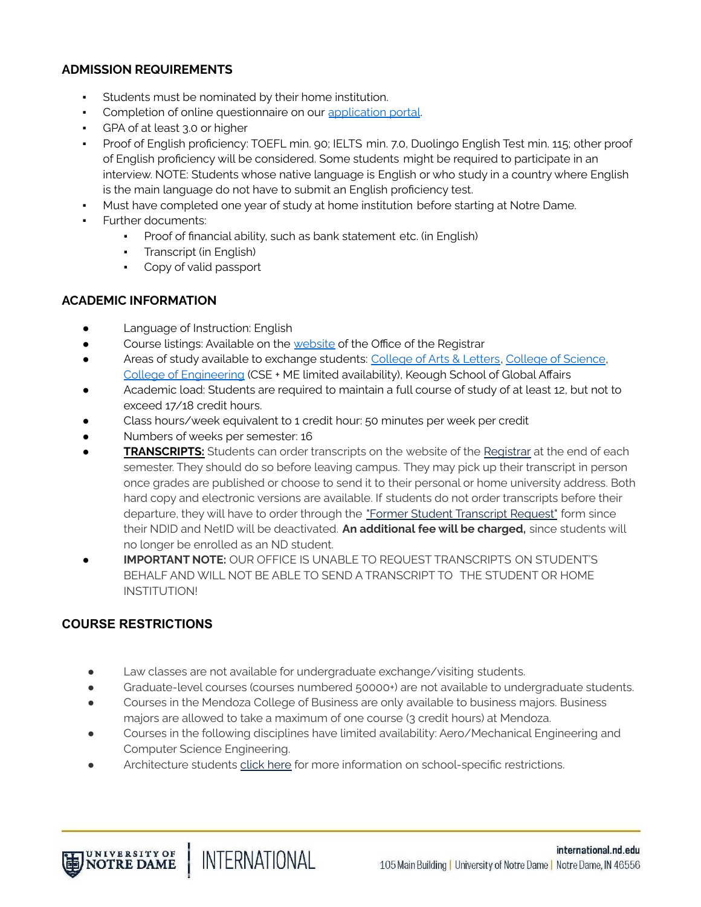## ADMISSION REQUIREMENTS

- Students must be nominated by their home institution.
- Completion of online questionnaire on our application portal.
- GPA of at least 3.0 or higher
- Proof of English proficiency: TOEFL min. 90; IELTS min. 7.0, Duolingo English Test min. 115; other proof of English proficiency will be considered. Some students might be required to participate in an interview. NOTE: Students whose native language is English or who study in a country where English is the main language do not have to submit an English proficiency test.
- Must have completed one year of study at home institution before starting at Notre Dame.
- Further documents:
    - Proof of financial ability, such as bank statement etc. (in English)
    - Transcript (in English)
    - Copy of valid passport

## ACADEMIC INFORMATION

- Language of Instruction: English
- Course listings: Available on the website of the Office of the Registrar
- Areas of study available to exchange students: College of Arts & Letters, College of Science, College of Engineering (CSE + ME limited availability), Keough School of Global Affairs
- Academic load: Students are required to maintain a full course of study of at least 12, but not to exceed 17/18 credit hours.
- Class hours/week equivalent to 1 credit hour: 50 minutes per week per credit
- Numbers of weeks per semester: 16
- **TRANSCRIPTS:** Students can order transcripts on the website of the Registrar at the end of each semester. They should do so before leaving campus. They may pick up their transcript in person once grades are published or choose to send it to their personal or home university address. Both hard copy and electronic versions are available. If students do not order transcripts before their departure, they will have to order through the "Former Student Transcript Request" form since their NDID and NetID will be deactivated. **An additional fee will be charged,** since students will no longer be enrolled as an ND student.
- **IMPORTANT NOTE:** OUR OFFICE IS UNABLE TO REQUEST TRANSCRIPTS ON STUDENT'S BEHALF AND WILL NOT BE ABLE TO SEND A TRANSCRIPT TO THE STUDENT OR HOME INSTITUTION!

## COURSE RESTRICTIONS

- Law classes are not available for undergraduate exchange/visiting students.
- Graduate-level courses (courses numbered 50000+) are not available to undergraduate students.
- Courses in the Mendoza College of Business are only available to business majors. Business majors are allowed to take a maximum of one course (3 credit hours) at Mendoza.
- Courses in the following disciplines have limited availability: Aero/Mechanical Engineering and Computer Science Engineering.
- Architecture students click here for more information on school-specific restrictions.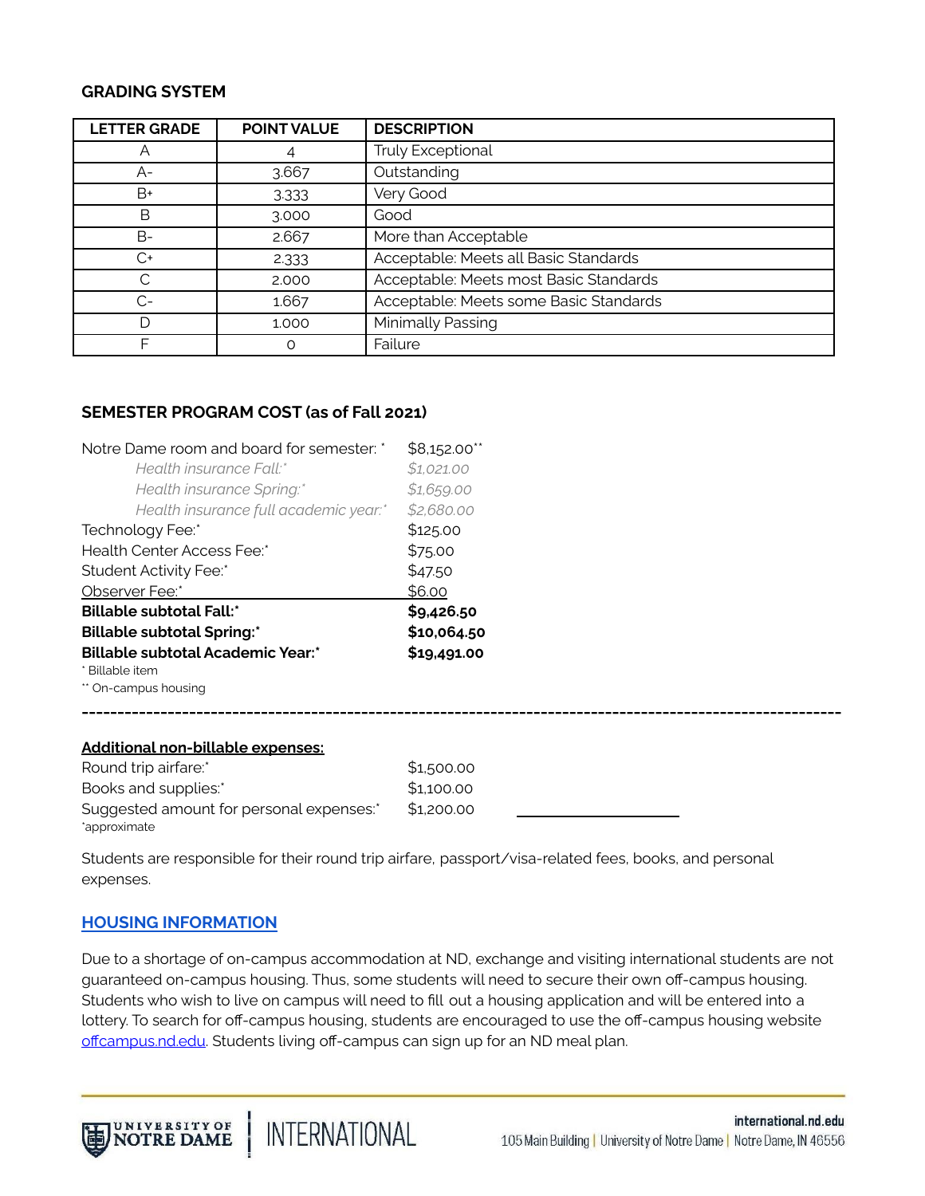## GRADING SYSTEM

| LETTER GRADE | POINT VALUE | DESCRIPTION |
|---|---|---|
| A | 4 | Truly Exceptional |
| A- | 3.667 | Outstanding |
| B+ | 3.333 | Very Good |
| B | 3.000 | Good |
| B- | 2.667 | More than Acceptable |
| C+ | 2.333 | Acceptable: Meets all Basic Standards |
| C | 2.000 | Acceptable: Meets most Basic Standards |
| C- | 1.667 | Acceptable: Meets some Basic Standards |
| D | 1.000 | Minimally Passing |
| F | 0 | Failure |

## SEMESTER PROGRAM COST (as of Fall 2021)

| | |
|---|---|
| Notre Dame room and board for semester: * | $8,152.00** |
| *Health insurance Fall:** | *$1,021.00* |
| *Health insurance Spring:** | *$1,659.00* |
| *Health insurance full academic year:** | *$2,680.00* |
| Technology Fee:* | $125.00 |
| Health Center Access Fee:* | $75.00 |
| Student Activity Fee:* | $47.50 |
| Observer Fee:* | $6.00 |
| **Billable subtotal Fall:*** | **$9,426.50** |
| **Billable subtotal Spring:*** | **$10,064.50** |
| **Billable subtotal Academic Year:*** | **$19,491.00** |

* Billable item
** On-campus housing

---

**Additional non-billable expenses:**

| | |
|---|---|
| Round trip airfare:* | $1,500.00 |
| Books and supplies:* | $1,100.00 |
| Suggested amount for personal expenses:* | $1,200.00 |

*approximate

Students are responsible for their round trip airfare, passport/visa-related fees, books, and personal expenses.

## HOUSING INFORMATION

Due to a shortage of on-campus accommodation at ND, exchange and visiting international students are not guaranteed on-campus housing. Thus, some students will need to secure their own off-campus housing. Students who wish to live on campus will need to fill out a housing application and will be entered into a lottery. To search for off-campus housing, students are encouraged to use the off-campus housing website offcampus.nd.edu. Students living off-campus can sign up for an ND meal plan.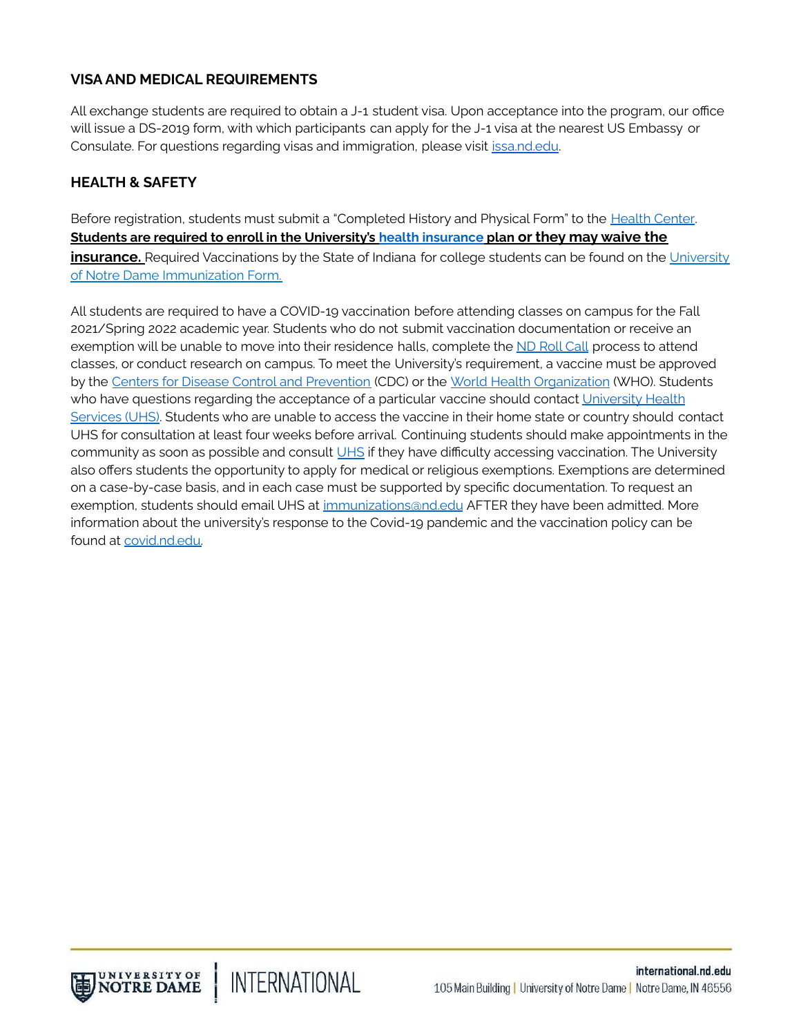## VISA AND MEDICAL REQUIREMENTS

All exchange students are required to obtain a J-1 student visa. Upon acceptance into the program, our office will issue a DS-2019 form, with which participants can apply for the J-1 visa at the nearest US Embassy or Consulate. For questions regarding visas and immigration, please visit issa.nd.edu.

## HEALTH & SAFETY

Before registration, students must submit a "Completed History and Physical Form" to the Health Center. **Students are required to enroll in the University's health insurance plan or they may waive the insurance.** Required Vaccinations by the State of Indiana for college students can be found on the University of Notre Dame Immunization Form.

All students are required to have a COVID-19 vaccination before attending classes on campus for the Fall 2021/Spring 2022 academic year. Students who do not submit vaccination documentation or receive an exemption will be unable to move into their residence halls, complete the ND Roll Call process to attend classes, or conduct research on campus. To meet the University's requirement, a vaccine must be approved by the Centers for Disease Control and Prevention (CDC) or the World Health Organization (WHO). Students who have questions regarding the acceptance of a particular vaccine should contact University Health Services (UHS). Students who are unable to access the vaccine in their home state or country should contact UHS for consultation at least four weeks before arrival. Continuing students should make appointments in the community as soon as possible and consult UHS if they have difficulty accessing vaccination. The University also offers students the opportunity to apply for medical or religious exemptions. Exemptions are determined on a case-by-case basis, and in each case must be supported by specific documentation. To request an exemption, students should email UHS at immunizations@nd.edu AFTER they have been admitted. More information about the university's response to the Covid-19 pandemic and the vaccination policy can be found at covid.nd.edu.